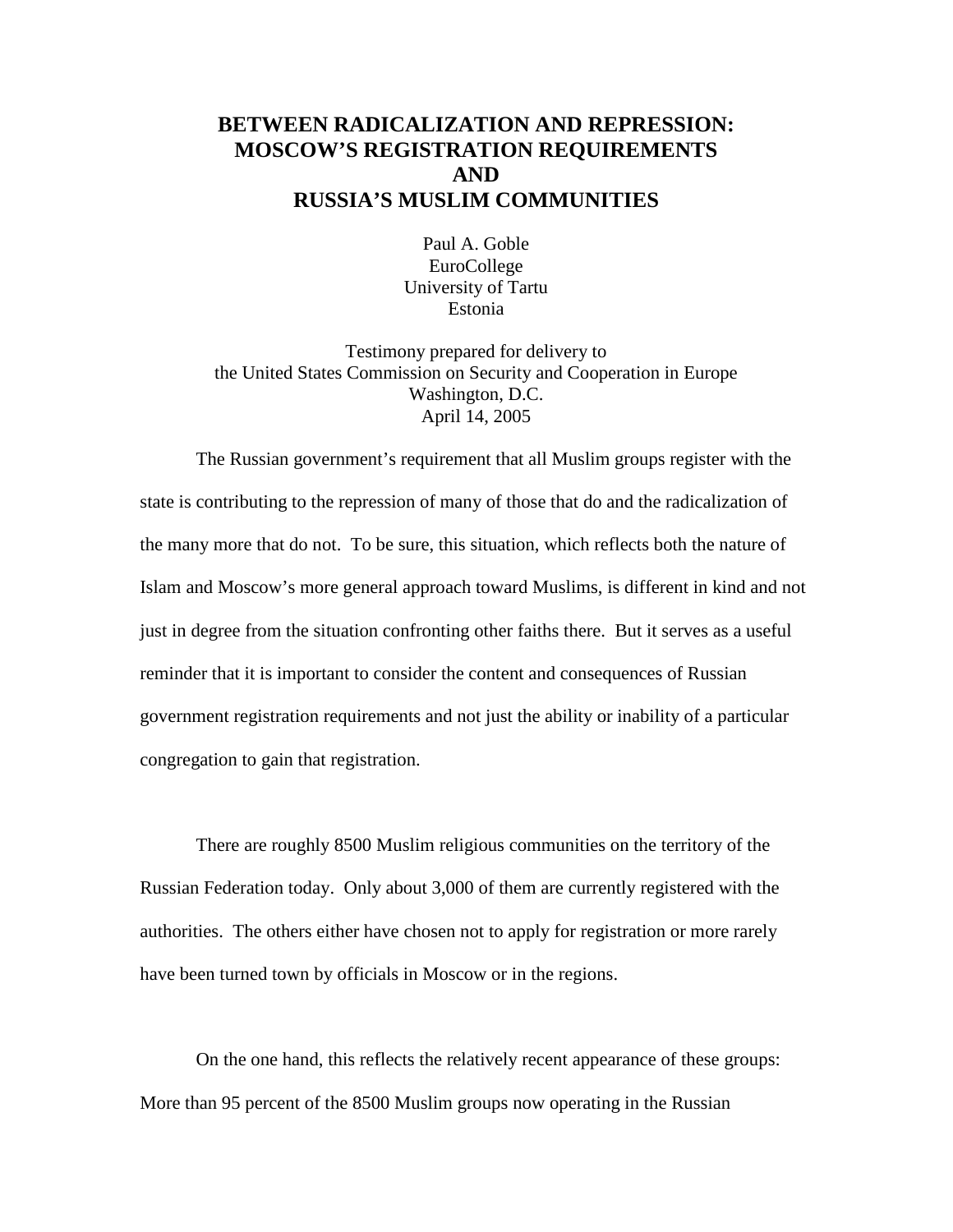# BETWEEN RADICALIZATION AND REPRESSION: MOSCOW'S REGISTRATION REQUIREMENTS AND RUSSIA'S MUSLIM COMMUNITIES

Paul A. Goble
EuroCollege
University of Tartu
Estonia

Testimony prepared for delivery to
the United States Commission on Security and Cooperation in Europe
Washington, D.C.
April 14, 2005

The Russian government's requirement that all Muslim groups register with the state is contributing to the repression of many of those that do and the radicalization of the many more that do not. To be sure, this situation, which reflects both the nature of Islam and Moscow's more general approach toward Muslims, is different in kind and not just in degree from the situation confronting other faiths there. But it serves as a useful reminder that it is important to consider the content and consequences of Russian government registration requirements and not just the ability or inability of a particular congregation to gain that registration.

There are roughly 8500 Muslim religious communities on the territory of the Russian Federation today. Only about 3,000 of them are currently registered with the authorities. The others either have chosen not to apply for registration or more rarely have been turned town by officials in Moscow or in the regions.

On the one hand, this reflects the relatively recent appearance of these groups: More than 95 percent of the 8500 Muslim groups now operating in the Russian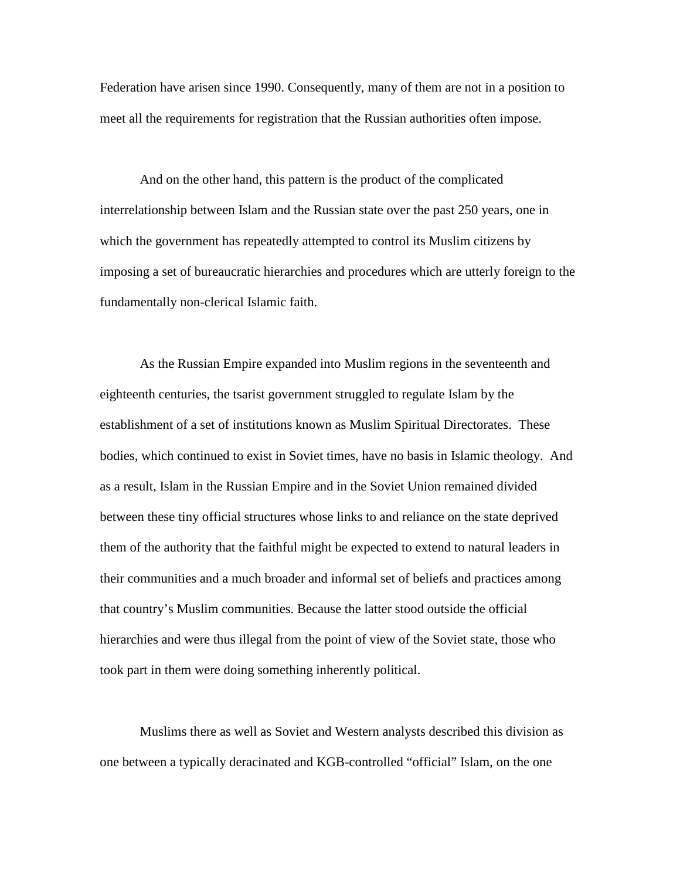Federation have arisen since 1990. Consequently, many of them are not in a position to meet all the requirements for registration that the Russian authorities often impose.

And on the other hand, this pattern is the product of the complicated interrelationship between Islam and the Russian state over the past 250 years, one in which the government has repeatedly attempted to control its Muslim citizens by imposing a set of bureaucratic hierarchies and procedures which are utterly foreign to the fundamentally non-clerical Islamic faith.

As the Russian Empire expanded into Muslim regions in the seventeenth and eighteenth centuries, the tsarist government struggled to regulate Islam by the establishment of a set of institutions known as Muslim Spiritual Directorates. These bodies, which continued to exist in Soviet times, have no basis in Islamic theology. And as a result, Islam in the Russian Empire and in the Soviet Union remained divided between these tiny official structures whose links to and reliance on the state deprived them of the authority that the faithful might be expected to extend to natural leaders in their communities and a much broader and informal set of beliefs and practices among that country's Muslim communities. Because the latter stood outside the official hierarchies and were thus illegal from the point of view of the Soviet state, those who took part in them were doing something inherently political.

Muslims there as well as Soviet and Western analysts described this division as one between a typically deracinated and KGB-controlled "official" Islam, on the one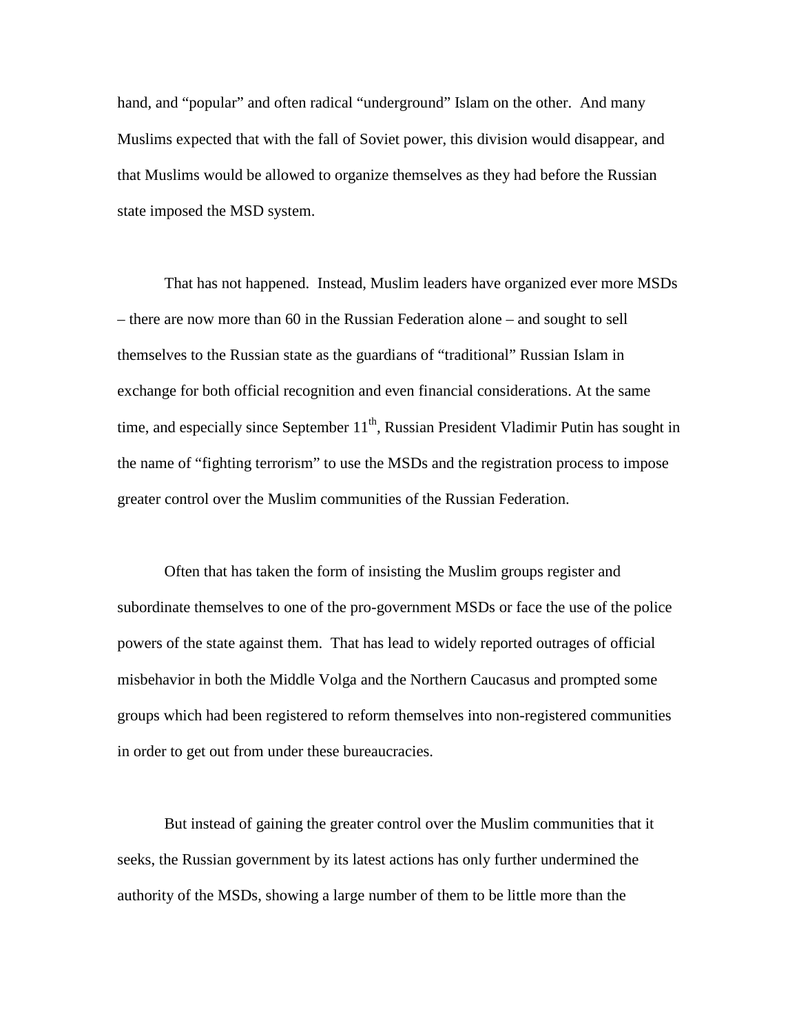hand, and "popular" and often radical "underground" Islam on the other. And many Muslims expected that with the fall of Soviet power, this division would disappear, and that Muslims would be allowed to organize themselves as they had before the Russian state imposed the MSD system.

That has not happened. Instead, Muslim leaders have organized ever more MSDs – there are now more than 60 in the Russian Federation alone – and sought to sell themselves to the Russian state as the guardians of "traditional" Russian Islam in exchange for both official recognition and even financial considerations. At the same time, and especially since September 11th, Russian President Vladimir Putin has sought in the name of "fighting terrorism" to use the MSDs and the registration process to impose greater control over the Muslim communities of the Russian Federation.

Often that has taken the form of insisting the Muslim groups register and subordinate themselves to one of the pro-government MSDs or face the use of the police powers of the state against them. That has lead to widely reported outrages of official misbehavior in both the Middle Volga and the Northern Caucasus and prompted some groups which had been registered to reform themselves into non-registered communities in order to get out from under these bureaucracies.

But instead of gaining the greater control over the Muslim communities that it seeks, the Russian government by its latest actions has only further undermined the authority of the MSDs, showing a large number of them to be little more than the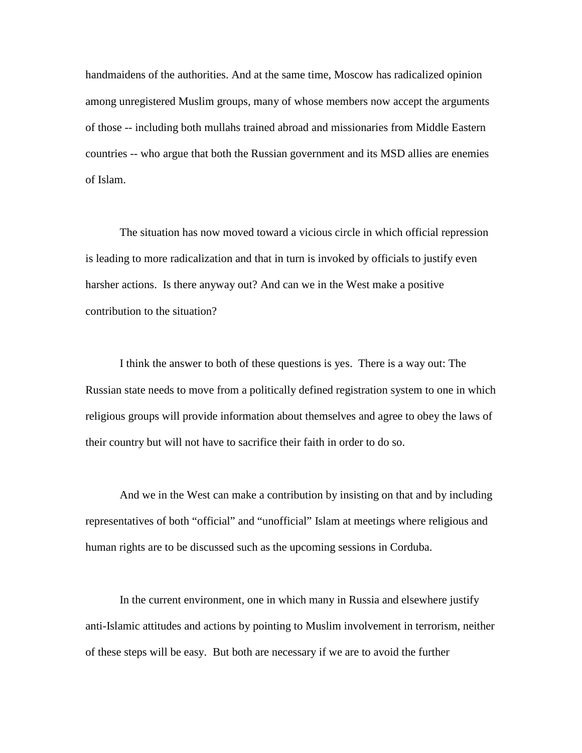handmaidens of the authorities. And at the same time, Moscow has radicalized opinion among unregistered Muslim groups, many of whose members now accept the arguments of those -- including both mullahs trained abroad and missionaries from Middle Eastern countries -- who argue that both the Russian government and its MSD allies are enemies of Islam.

The situation has now moved toward a vicious circle in which official repression is leading to more radicalization and that in turn is invoked by officials to justify even harsher actions. Is there anyway out? And can we in the West make a positive contribution to the situation?

I think the answer to both of these questions is yes. There is a way out: The Russian state needs to move from a politically defined registration system to one in which religious groups will provide information about themselves and agree to obey the laws of their country but will not have to sacrifice their faith in order to do so.

And we in the West can make a contribution by insisting on that and by including representatives of both “official” and “unofficial” Islam at meetings where religious and human rights are to be discussed such as the upcoming sessions in Corduba.

In the current environment, one in which many in Russia and elsewhere justify anti-Islamic attitudes and actions by pointing to Muslim involvement in terrorism, neither of these steps will be easy. But both are necessary if we are to avoid the further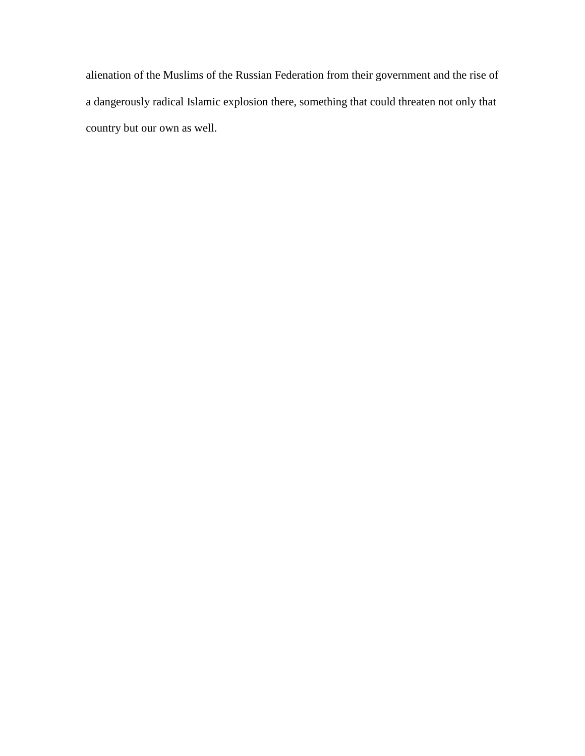alienation of the Muslims of the Russian Federation from their government and the rise of a dangerously radical Islamic explosion there, something that could threaten not only that country but our own as well.